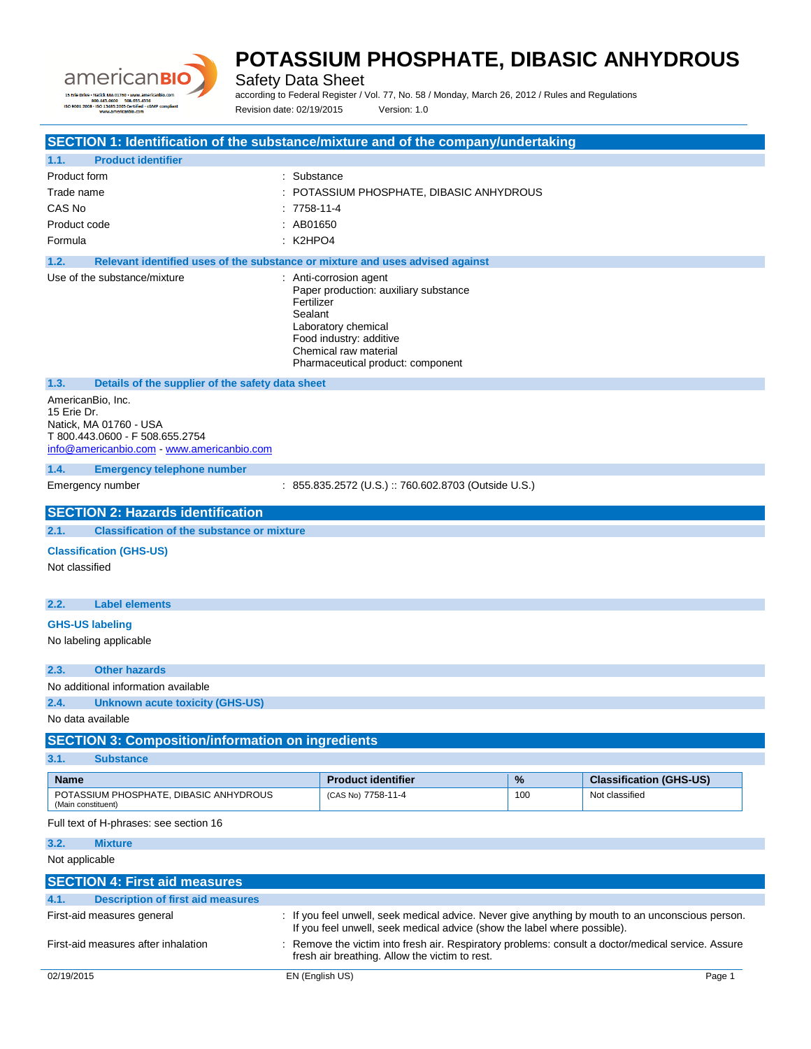# POTASSIUM PHOSPHATE, DIBASIC ANHYDROUS

Safety Data Sheet

according to Federal Register / Vol. 77, No. 58 / Monday, March 26, 2012 / Rules and Regulations

Revision date: 02/19/2015 Version: 1.0

## SECTION 1: Identification of the substance/mixture and of the company/undertaking

### 1.1. Product identifier

Product form : Substance

Trade name : POTASSIUM PHOSPHATE, DIBASIC ANHYDROUS

CAS No : 7758-11-4

Product code : AB01650

Formula : $K_2HPO_4$

### 1.2. Relevant identified uses of the substance or mixture and uses advised against

Use of the substance/mixture :
- Anti-corrosion agent
- Paper production: auxiliary substance
- Fertilizer
- Sealant
- Laboratory chemical
- Food industry: additive
- Chemical raw material
- Pharmaceutical product: component

### 1.3. Details of the supplier of the safety data sheet

AmericanBio, Inc.
15 Erie Dr.
Natick, MA 01760 - USA
T 800.443.0600 - F 508.655.2754
info@americanbio.com - www.americanbio.com

### 1.4. Emergency telephone number

Emergency number : 855.835.2572 (U.S.) :: 760.602.8703 (Outside U.S.)

## SECTION 2: Hazards identification

### 2.1. Classification of the substance or mixture

**Classification (GHS-US)**

Not classified

### 2.2. Label elements

**GHS-US labeling**

No labeling applicable

### 2.3. Other hazards

No additional information available

### 2.4. Unknown acute toxicity (GHS-US)

No data available

## SECTION 3: Composition/information on ingredients

### 3.1. Substance

| Name | Product identifier | % | Classification (GHS-US) |
|---|---|---|---|
| POTASSIUM PHOSPHATE, DIBASIC ANHYDROUS (Main constituent) | (CAS No) 7758-11-4 | 100 | Not classified |

Full text of H-phrases: see section 16

### 3.2. Mixture

Not applicable

## SECTION 4: First aid measures

### 4.1. Description of first aid measures

First-aid measures general : If you feel unwell, seek medical advice. Never give anything by mouth to an unconscious person. If you feel unwell, seek medical advice (show the label where possible).

First-aid measures after inhalation : Remove the victim into fresh air. Respiratory problems: consult a doctor/medical service. Assure fresh air breathing. Allow the victim to rest.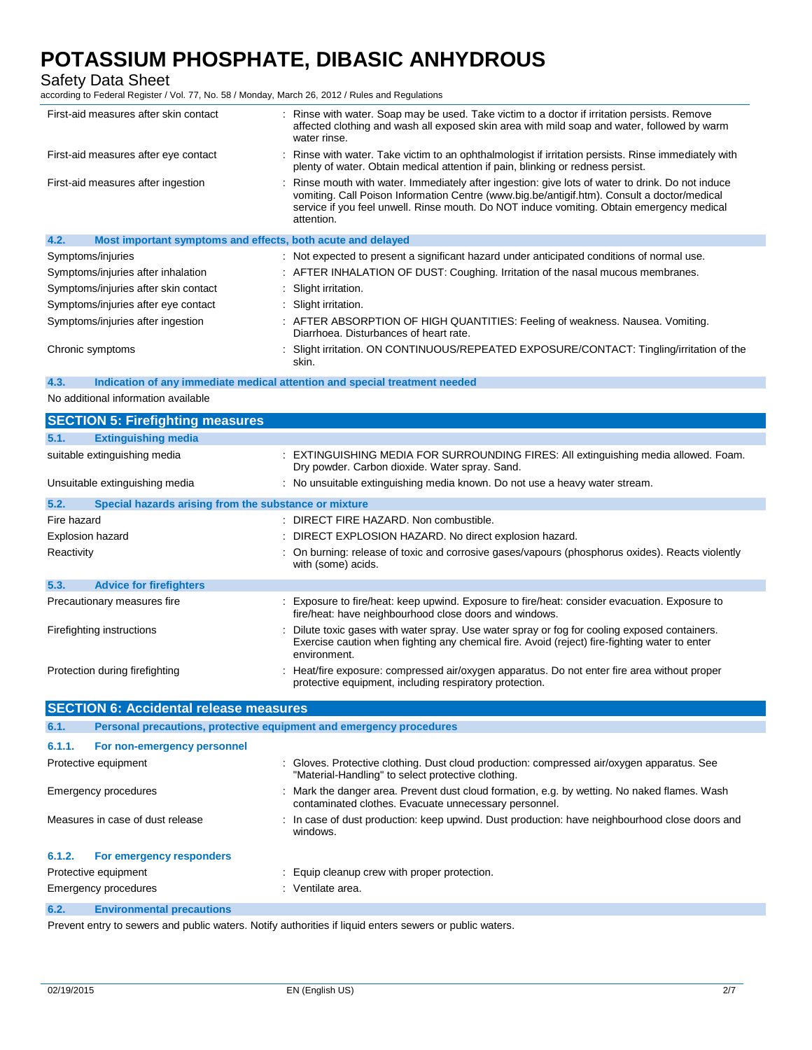| | |
|---|---|
| First-aid measures after skin contact | : Rinse with water. Soap may be used. Take victim to a doctor if irritation persists. Remove affected clothing and wash all exposed skin area with mild soap and water, followed by warm water rinse. |
| First-aid measures after eye contact | : Rinse with water. Take victim to an ophthalmologist if irritation persists. Rinse immediately with plenty of water. Obtain medical attention if pain, blinking or redness persist. |
| First-aid measures after ingestion | : Rinse mouth with water. Immediately after ingestion: give lots of water to drink. Do not induce vomiting. Call Poison Information Centre (www.big.be/antigif.htm). Consult a doctor/medical service if you feel unwell. Rinse mouth. Do NOT induce vomiting. Obtain emergency medical attention. |

### 4.2. Most important symptoms and effects, both acute and delayed

| | |
|---|---|
| Symptoms/injuries | : Not expected to present a significant hazard under anticipated conditions of normal use. |
| Symptoms/injuries after inhalation | : AFTER INHALATION OF DUST: Coughing. Irritation of the nasal mucous membranes. |
| Symptoms/injuries after skin contact | : Slight irritation. |
| Symptoms/injuries after eye contact | : Slight irritation. |
| Symptoms/injuries after ingestion | : AFTER ABSORPTION OF HIGH QUANTITIES: Feeling of weakness. Nausea. Vomiting. Diarrhoea. Disturbances of heart rate. |
| Chronic symptoms | : Slight irritation. ON CONTINUOUS/REPEATED EXPOSURE/CONTACT: Tingling/irritation of the skin. |

### 4.3. Indication of any immediate medical attention and special treatment needed

No additional information available

## SECTION 5: Firefighting measures

### 5.1. Extinguishing media

| | |
|---|---|
| suitable extinguishing media | : EXTINGUISHING MEDIA FOR SURROUNDING FIRES: All extinguishing media allowed. Foam. Dry powder. Carbon dioxide. Water spray. Sand. |
| Unsuitable extinguishing media | : No unsuitable extinguishing media known. Do not use a heavy water stream. |

### 5.2. Special hazards arising from the substance or mixture

| | |
|---|---|
| Fire hazard | : DIRECT FIRE HAZARD. Non combustible. |
| Explosion hazard | : DIRECT EXPLOSION HAZARD. No direct explosion hazard. |
| Reactivity | : On burning: release of toxic and corrosive gases/vapours (phosphorus oxides). Reacts violently with (some) acids. |

### 5.3. Advice for firefighters

| | |
|---|---|
| Precautionary measures fire | : Exposure to fire/heat: keep upwind. Exposure to fire/heat: consider evacuation. Exposure to fire/heat: have neighbourhood close doors and windows. |
| Firefighting instructions | : Dilute toxic gases with water spray. Use water spray or fog for cooling exposed containers. Exercise caution when fighting any chemical fire. Avoid (reject) fire-fighting water to enter environment. |
| Protection during firefighting | : Heat/fire exposure: compressed air/oxygen apparatus. Do not enter fire area without proper protective equipment, including respiratory protection. |

## SECTION 6: Accidental release measures

### 6.1. Personal precautions, protective equipment and emergency procedures

#### 6.1.1. For non-emergency personnel

| | |
|---|---|
| Protective equipment | : Gloves. Protective clothing. Dust cloud production: compressed air/oxygen apparatus. See "Material-Handling" to select protective clothing. |
| Emergency procedures | : Mark the danger area. Prevent dust cloud formation, e.g. by wetting. No naked flames. Wash contaminated clothes. Evacuate unnecessary personnel. |
| Measures in case of dust release | : In case of dust production: keep upwind. Dust production: have neighbourhood close doors and windows. |

#### 6.1.2. For emergency responders

| | |
|---|---|
| Protective equipment | : Equip cleanup crew with proper protection. |
| Emergency procedures | : Ventilate area. |

### 6.2. Environmental precautions

Prevent entry to sewers and public waters. Notify authorities if liquid enters sewers or public waters.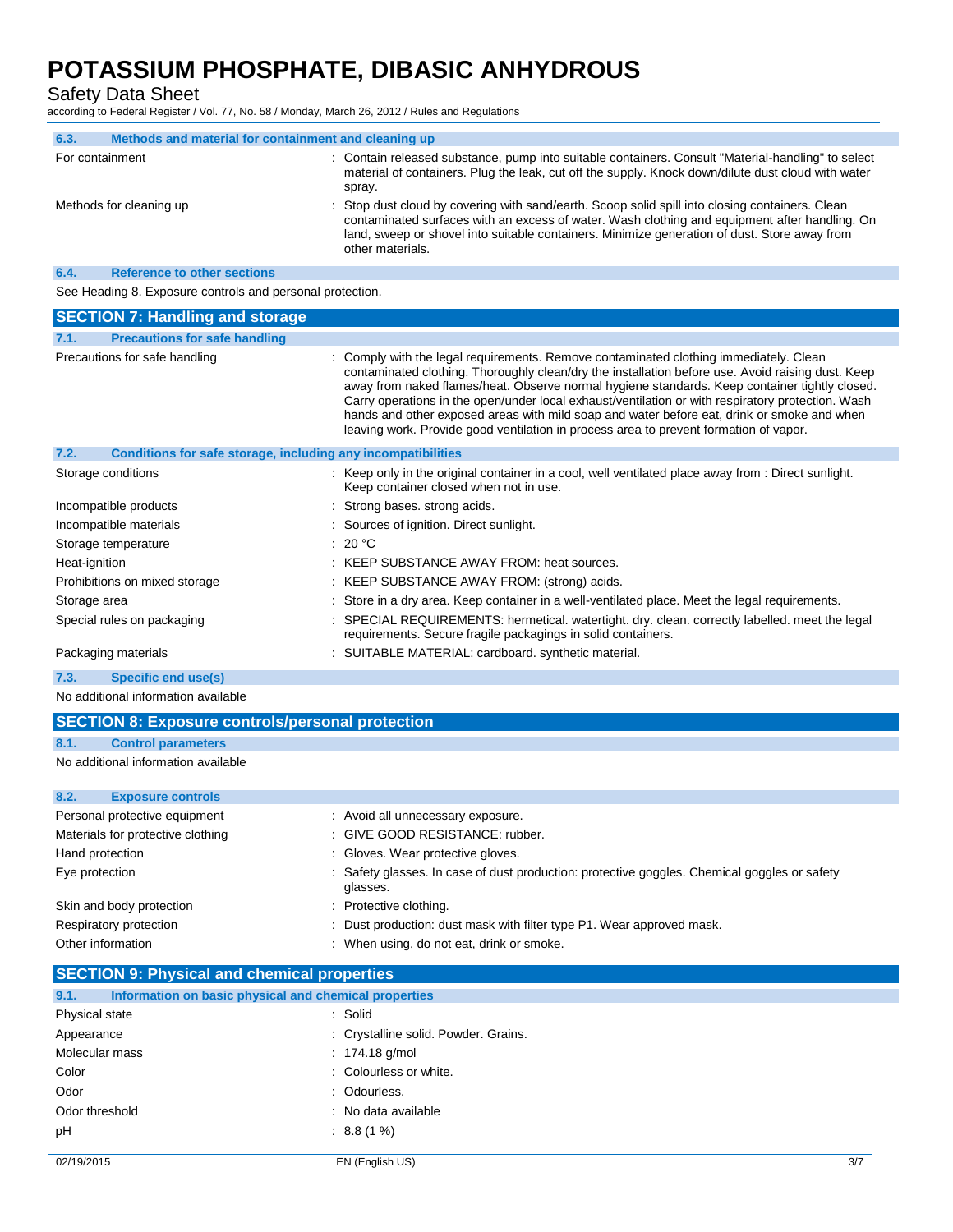### 6.3. Methods and material for containment and cleaning up

| | |
|---|---|
| For containment | : Contain released substance, pump into suitable containers. Consult "Material-handling" to select material of containers. Plug the leak, cut off the supply. Knock down/dilute dust cloud with water spray. |
| Methods for cleaning up | : Stop dust cloud by covering with sand/earth. Scoop solid spill into closing containers. Clean contaminated surfaces with an excess of water. Wash clothing and equipment after handling. On land, sweep or shovel into suitable containers. Minimize generation of dust. Store away from other materials. |

### 6.4. Reference to other sections

See Heading 8. Exposure controls and personal protection.

## SECTION 7: Handling and storage

### 7.1. Precautions for safe handling

| | |
|---|---|
| Precautions for safe handling | : Comply with the legal requirements. Remove contaminated clothing immediately. Clean contaminated clothing. Thoroughly clean/dry the installation before use. Avoid raising dust. Keep away from naked flames/heat. Observe normal hygiene standards. Keep container tightly closed. Carry operations in the open/under local exhaust/ventilation or with respiratory protection. Wash hands and other exposed areas with mild soap and water before eat, drink or smoke and when leaving work. Provide good ventilation in process area to prevent formation of vapor. |

### 7.2. Conditions for safe storage, including any incompatibilities

| | |
|---|---|
| Storage conditions | : Keep only in the original container in a cool, well ventilated place away from : Direct sunlight. Keep container closed when not in use. |
| Incompatible products | : Strong bases. strong acids. |
| Incompatible materials | : Sources of ignition. Direct sunlight. |
| Storage temperature | : 20 °C |
| Heat-ignition | : KEEP SUBSTANCE AWAY FROM: heat sources. |
| Prohibitions on mixed storage | : KEEP SUBSTANCE AWAY FROM: (strong) acids. |
| Storage area | : Store in a dry area. Keep container in a well-ventilated place. Meet the legal requirements. |
| Special rules on packaging | : SPECIAL REQUIREMENTS: hermetical. watertight. dry. clean. correctly labelled. meet the legal requirements. Secure fragile packagings in solid containers. |
| Packaging materials | : SUITABLE MATERIAL: cardboard. synthetic material. |

### 7.3. Specific end use(s)

No additional information available

## SECTION 8: Exposure controls/personal protection

### 8.1. Control parameters

No additional information available

### 8.2. Exposure controls

| | |
|---|---|
| Personal protective equipment | : Avoid all unnecessary exposure. |
| Materials for protective clothing | : GIVE GOOD RESISTANCE: rubber. |
| Hand protection | : Gloves. Wear protective gloves. |
| Eye protection | : Safety glasses. In case of dust production: protective goggles. Chemical goggles or safety glasses. |
| Skin and body protection | : Protective clothing. |
| Respiratory protection | : Dust production: dust mask with filter type P1. Wear approved mask. |
| Other information | : When using, do not eat, drink or smoke. |

## SECTION 9: Physical and chemical properties

### 9.1. Information on basic physical and chemical properties

| | |
|---|---|
| Physical state | : Solid |
| Appearance | : Crystalline solid. Powder. Grains. |
| Molecular mass | : 174.18 g/mol |
| Color | : Colourless or white. |
| Odor | : Odourless. |
| Odor threshold | : No data available |
| pH | : 8.8 (1 %) |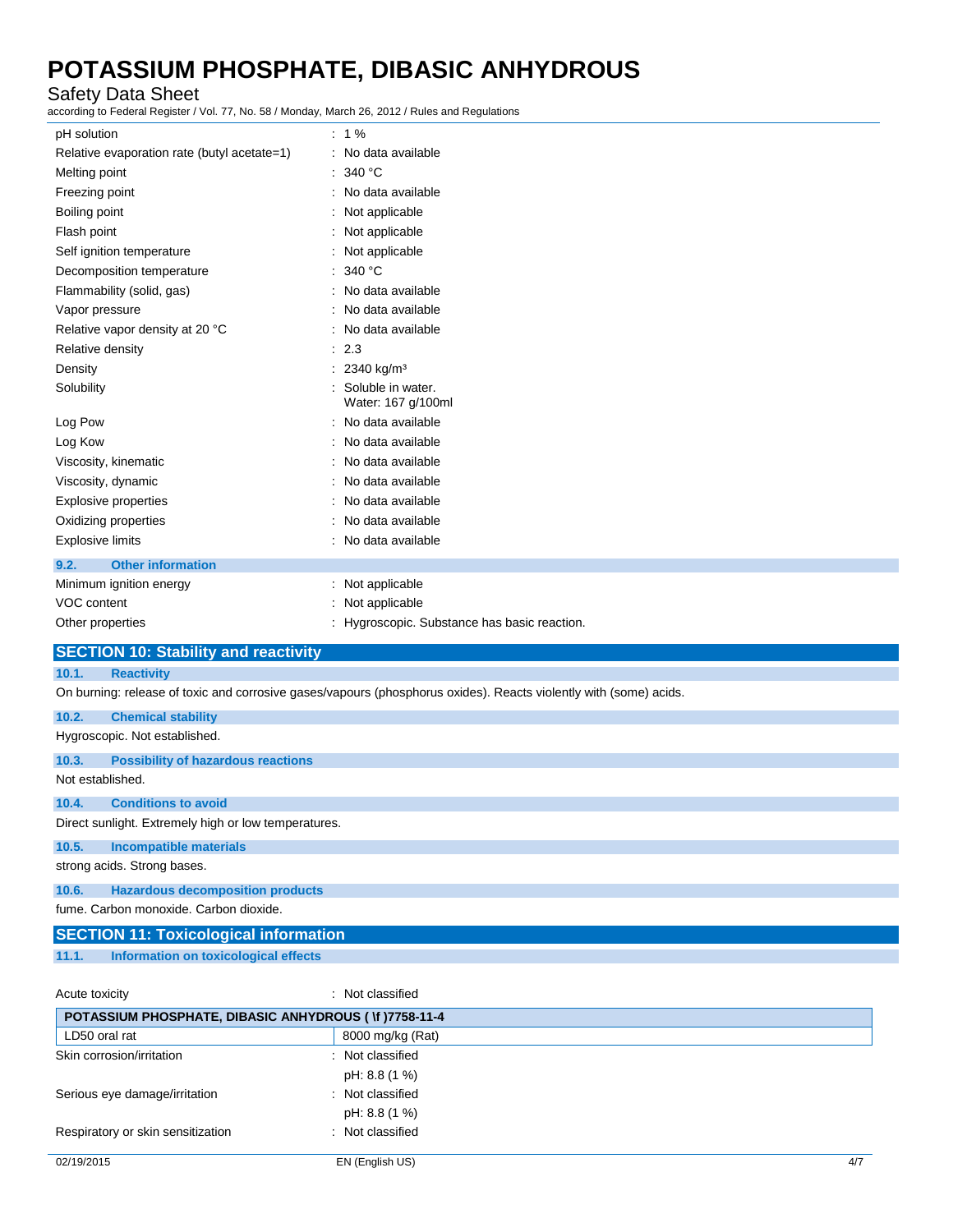| | |
|---|---|
| pH solution | : 1 % |
| Relative evaporation rate (butyl acetate=1) | : No data available |
| Melting point | : 340 °C |
| Freezing point | : No data available |
| Boiling point | : Not applicable |
| Flash point | : Not applicable |
| Self ignition temperature | : Not applicable |
| Decomposition temperature | : 340 °C |
| Flammability (solid, gas) | : No data available |
| Vapor pressure | : No data available |
| Relative vapor density at 20 °C | : No data available |
| Relative density | : 2.3 |
| Density | : 2340 kg/m³ |
| Solubility | : Soluble in water. Water: 167 g/100ml |
| Log Pow | : No data available |
| Log Kow | : No data available |
| Viscosity, kinematic | : No data available |
| Viscosity, dynamic | : No data available |
| Explosive properties | : No data available |
| Oxidizing properties | : No data available |
| Explosive limits | : No data available |

### 9.2. Other information

| | |
|---|---|
| Minimum ignition energy | : Not applicable |
| VOC content | : Not applicable |
| Other properties | : Hygroscopic. Substance has basic reaction. |

## SECTION 10: Stability and reactivity

### 10.1. Reactivity

On burning: release of toxic and corrosive gases/vapours (phosphorus oxides). Reacts violently with (some) acids.

### 10.2. Chemical stability

Hygroscopic. Not established.

### 10.3. Possibility of hazardous reactions

Not established.

### 10.4. Conditions to avoid

Direct sunlight. Extremely high or low temperatures.

### 10.5. Incompatible materials

strong acids. Strong bases.

### 10.6. Hazardous decomposition products

fume. Carbon monoxide. Carbon dioxide.

## SECTION 11: Toxicological information

### 11.1. Information on toxicological effects

Acute toxicity : Not classified

| POTASSIUM PHOSPHATE, DIBASIC ANHYDROUS ( \f )7758-11-4 | |
|---|---|
| LD50 oral rat | 8000 mg/kg (Rat) |

| | |
|---|---|
| Skin corrosion/irritation | : Not classified<br>pH: 8.8 (1 %) |
| Serious eye damage/irritation | : Not classified<br>pH: 8.8 (1 %) |
| Respiratory or skin sensitization | : Not classified |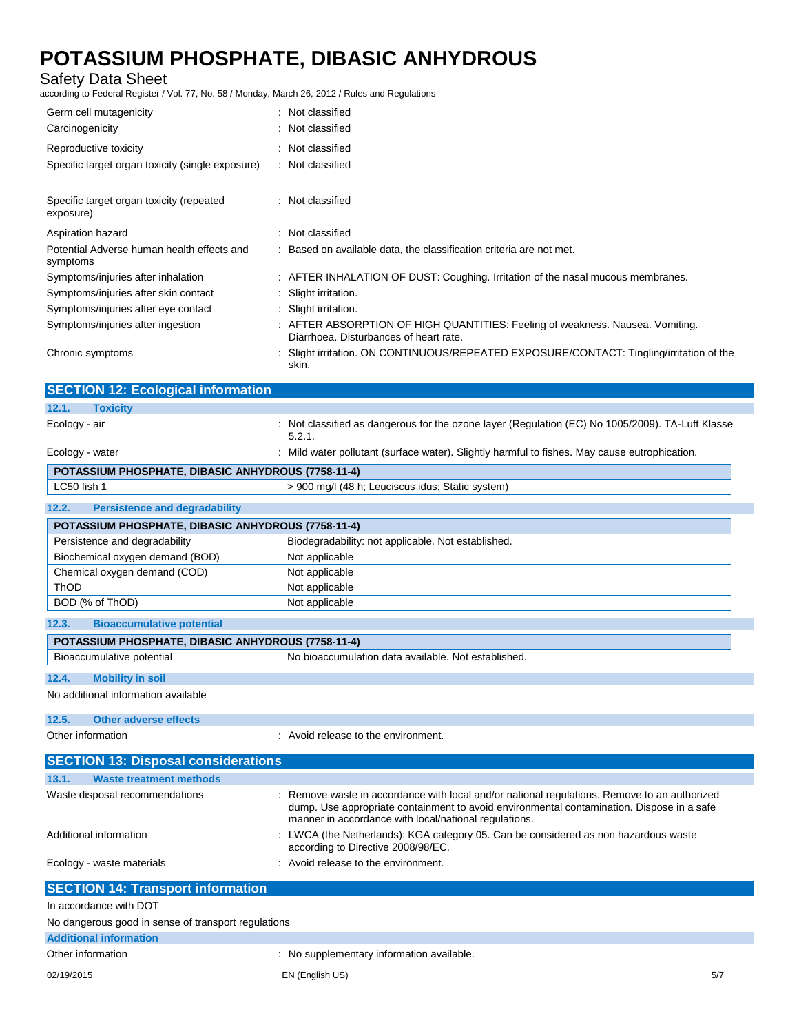| | |
|---|---|
| Germ cell mutagenicity | : Not classified |
| Carcinogenicity | : Not classified |
| Reproductive toxicity | : Not classified |
| Specific target organ toxicity (single exposure) | : Not classified |
| Specific target organ toxicity (repeated exposure) | : Not classified |
| Aspiration hazard | : Not classified |
| Potential Adverse human health effects and symptoms | : Based on available data, the classification criteria are not met. |
| Symptoms/injuries after inhalation | : AFTER INHALATION OF DUST: Coughing. Irritation of the nasal mucous membranes. |
| Symptoms/injuries after skin contact | : Slight irritation. |
| Symptoms/injuries after eye contact | : Slight irritation. |
| Symptoms/injuries after ingestion | : AFTER ABSORPTION OF HIGH QUANTITIES: Feeling of weakness. Nausea. Vomiting. Diarrhoea. Disturbances of heart rate. |
| Chronic symptoms | : Slight irritation. ON CONTINUOUS/REPEATED EXPOSURE/CONTACT: Tingling/irritation of the skin. |

## SECTION 12: Ecological information

### 12.1. Toxicity

| | |
|---|---|
| Ecology - air | : Not classified as dangerous for the ozone layer (Regulation (EC) No 1005/2009). TA-Luft Klasse 5.2.1. |
| Ecology - water | : Mild water pollutant (surface water). Slightly harmful to fishes. May cause eutrophication. |

| POTASSIUM PHOSPHATE, DIBASIC ANHYDROUS (7758-11-4) | |
|---|---|
| LC50 fish 1 | > 900 mg/l (48 h; Leuciscus idus; Static system) |

### 12.2. Persistence and degradability

| POTASSIUM PHOSPHATE, DIBASIC ANHYDROUS (7758-11-4) | |
|---|---|
| Persistence and degradability | Biodegradability: not applicable. Not established. |
| Biochemical oxygen demand (BOD) | Not applicable |
| Chemical oxygen demand (COD) | Not applicable |
| ThOD | Not applicable |
| BOD (% of ThOD) | Not applicable |

### 12.3. Bioaccumulative potential

| POTASSIUM PHOSPHATE, DIBASIC ANHYDROUS (7758-11-4) | |
|---|---|
| Bioaccumulative potential | No bioaccumulation data available. Not established. |

### 12.4. Mobility in soil

No additional information available

### 12.5. Other adverse effects

| | |
|---|---|
| Other information | : Avoid release to the environment. |

## SECTION 13: Disposal considerations

### 13.1. Waste treatment methods

| | |
|---|---|
| Waste disposal recommendations | : Remove waste in accordance with local and/or national regulations. Remove to an authorized dump. Use appropriate containment to avoid environmental contamination. Dispose in a safe manner in accordance with local/national regulations. |
| Additional information | : LWCA (the Netherlands): KGA category 05. Can be considered as non hazardous waste according to Directive 2008/98/EC. |
| Ecology - waste materials | : Avoid release to the environment. |

## SECTION 14: Transport information

In accordance with DOT

No dangerous good in sense of transport regulations

### Additional information

| | |
|---|---|
| Other information | : No supplementary information available. |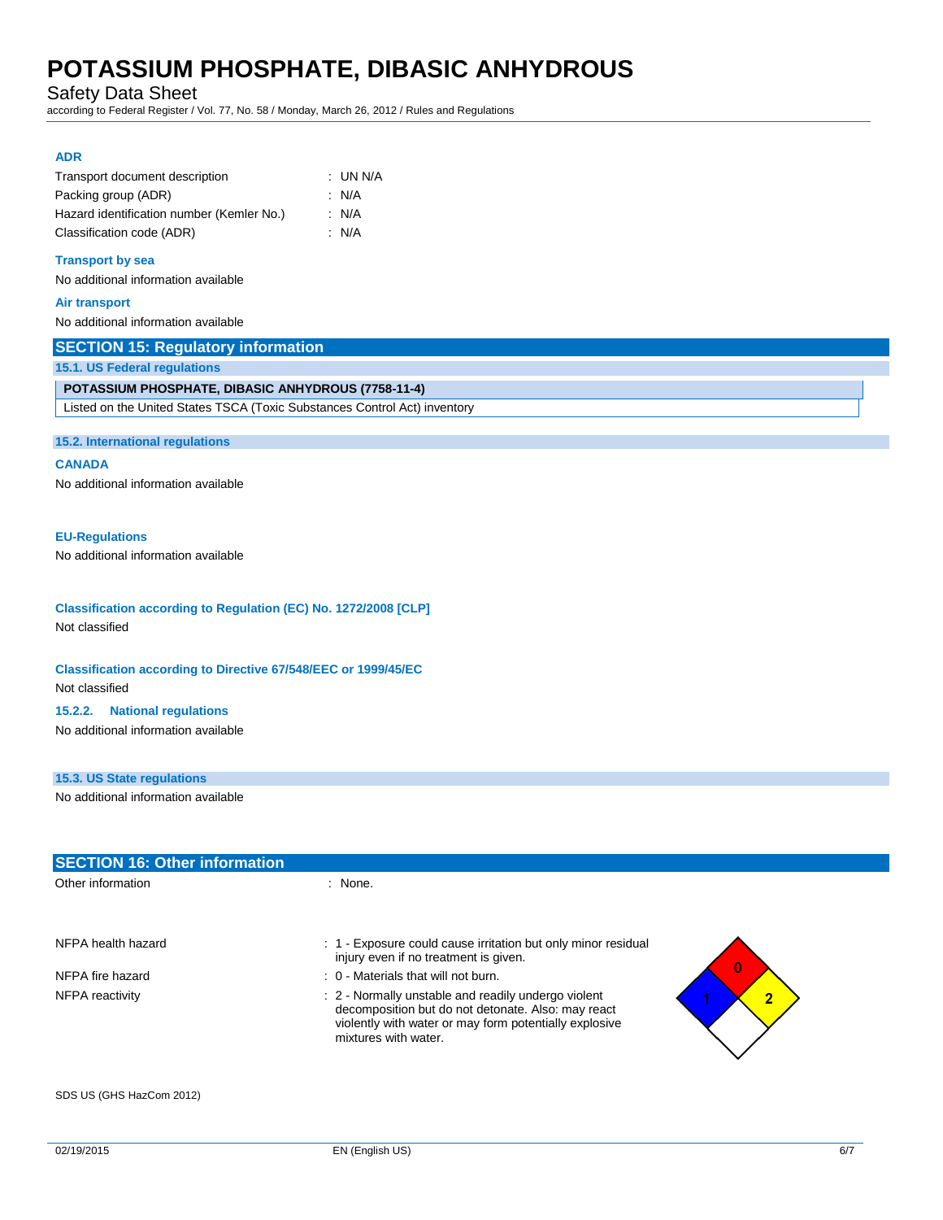**ADR**

| | |
|---|---|
| Transport document description | : UN N/A |
| Packing group (ADR) | : N/A |
| Hazard identification number (Kemler No.) | : N/A |
| Classification code (ADR) | : N/A |

**Transport by sea**

No additional information available

**Air transport**

No additional information available

## SECTION 15: Regulatory information

### 15.1. US Federal regulations

| POTASSIUM PHOSPHATE, DIBASIC ANHYDROUS (7758-11-4) |
|---|
| Listed on the United States TSCA (Toxic Substances Control Act) inventory |

### 15.2. International regulations

**CANADA**

No additional information available

**EU-Regulations**

No additional information available

**Classification according to Regulation (EC) No. 1272/2008 [CLP]**

Not classified

**Classification according to Directive 67/548/EEC or 1999/45/EC**

Not classified

**15.2.2. National regulations**

No additional information available

### 15.3. US State regulations

No additional information available

## SECTION 16: Other information

| | |
|---|---|
| Other information | : None. |
| NFPA health hazard | : 1 - Exposure could cause irritation but only minor residual injury even if no treatment is given. |
| NFPA fire hazard | : 0 - Materials that will not burn. |
| NFPA reactivity | : 2 - Normally unstable and readily undergo violent decomposition but do not detonate. Also: may react violently with water or may form potentially explosive mixtures with water. |

SDS US (GHS HazCom 2012)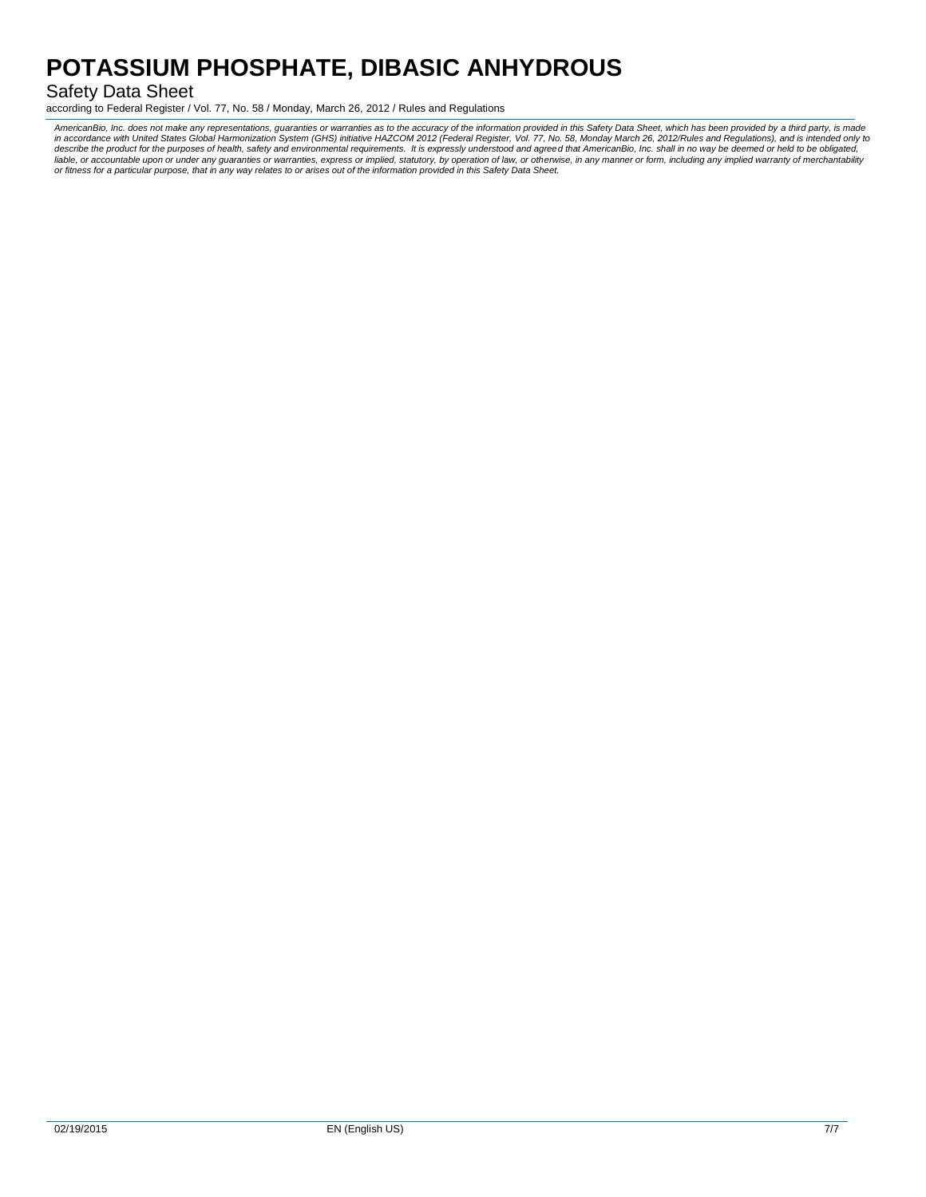*AmericanBio, Inc. does not make any representations, guaranties or warranties as to the accuracy of the information provided in this Safety Data Sheet, which has been provided by a third party, is made in accordance with United States Global Harmonization System (GHS) initiative HAZCOM 2012 (Federal Register, Vol. 77, No. 58, Monday March 26, 2012/Rules and Regulations), and is intended only to describe the product for the purposes of health, safety and environmental requirements. It is expressly understood and agreed that AmericanBio, Inc. shall in no way be deemed or held to be obligated, liable, or accountable upon or under any guaranties or warranties, express or implied, statutory, by operation of law, or otherwise, in any manner or form, including any implied warranty of merchantability or fitness for a particular purpose, that in any way relates to or arises out of the information provided in this Safety Data Sheet.*